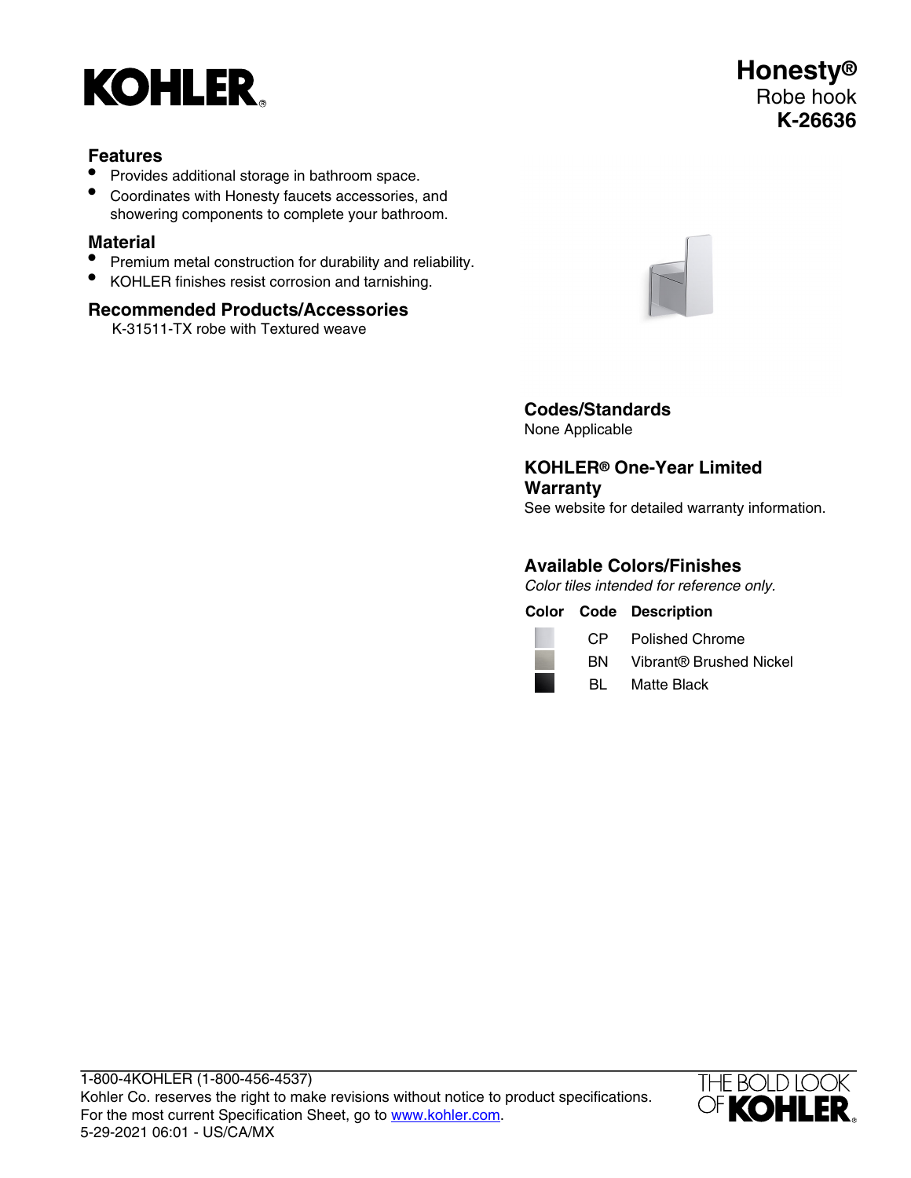# Honesty®

Robe hook

**K-26636**

## Features

- Provides additional storage in bathroom space.
- Coordinates with Honesty faucets accessories, and showering components to complete your bathroom.

## Material

- Premium metal construction for durability and reliability.
- KOHLER finishes resist corrosion and tarnishing.

## Recommended Products/Accessories

K-31511-TX robe with Textured weave

## Codes/Standards

None Applicable

## KOHLER® One-Year Limited Warranty

See website for detailed warranty information.

## Available Colors/Finishes

*Color tiles intended for reference only.*

| Color | Code | Description |
|---|---|---|
| | CP | Polished Chrome |
| | BN | Vibrant® Brushed Nickel |
| | BL | Matte Black |

1-800-4KOHLER (1-800-456-4537)
Kohler Co. reserves the right to make revisions without notice to product specifications.
For the most current Specification Sheet, go to www.kohler.com.
5-29-2021 06:01 - US/CA/MX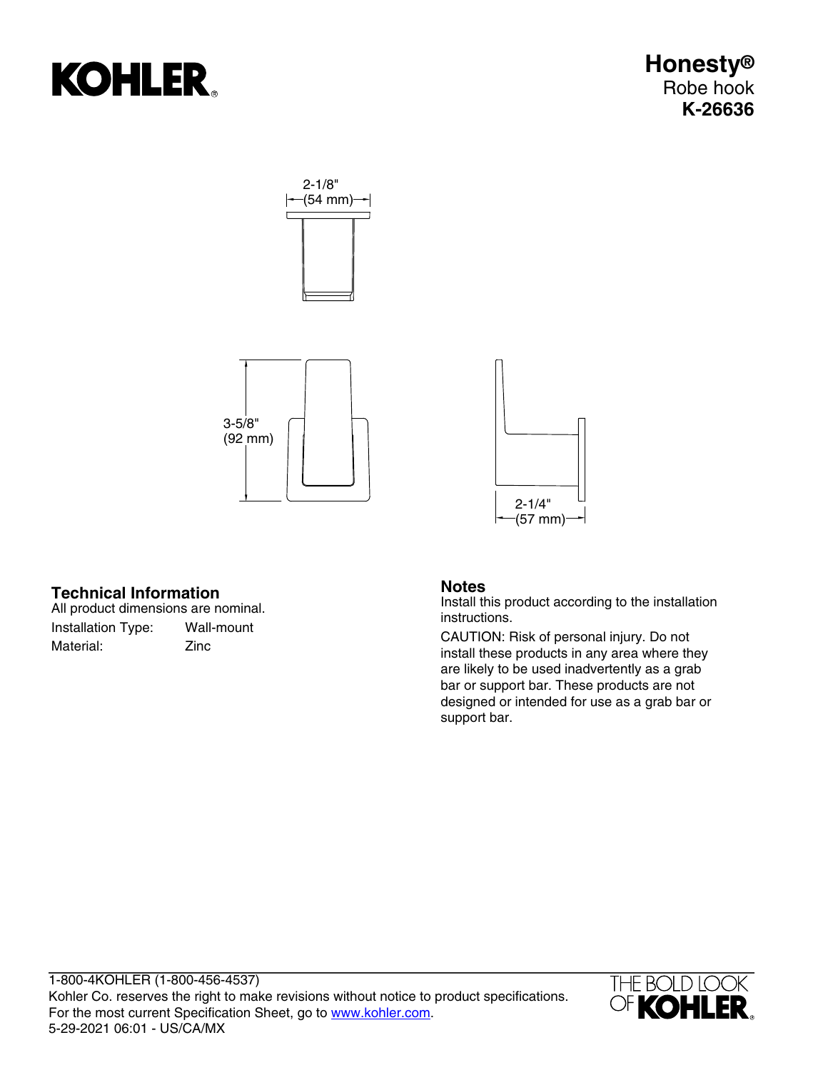KOHLER

# Honesty®

Robe hook

**K-26636**

2-1/8"
(54 mm)

3-5/8"
(92 mm)

2-1/4"
(57 mm)

## Technical Information

All product dimensions are nominal.

| | |
|---|---|
| Installation Type: | Wall-mount |
| Material: | Zinc |

## Notes

Install this product according to the installation instructions.

CAUTION: Risk of personal injury. Do not install these products in any area where they are likely to be used inadvertently as a grab bar or support bar. These products are not designed or intended for use as a grab bar or support bar.

1-800-4KOHLER (1-800-456-4537)
Kohler Co. reserves the right to make revisions without notice to product specifications.
For the most current Specification Sheet, go to www.kohler.com.
5-29-2021 06:01 - US/CA/MX

THE BOLD LOOK OF KOHLER®